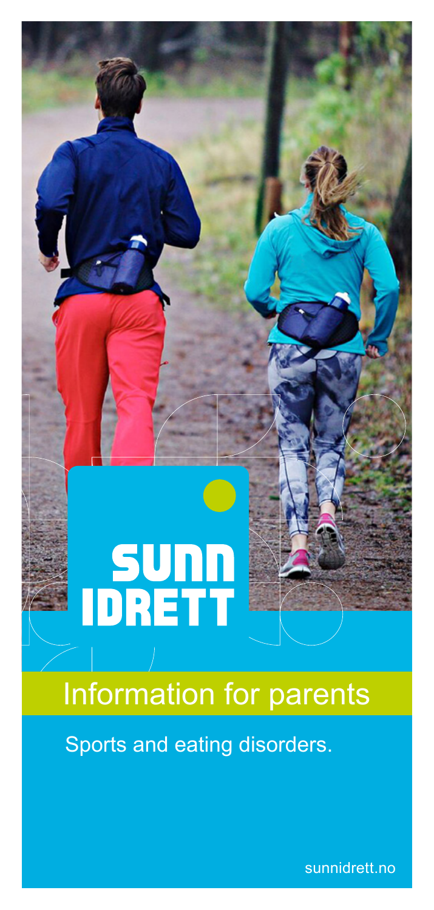SUNN IDRETT

# Information for parents

Sports and eating disorders.

sunnidrett.no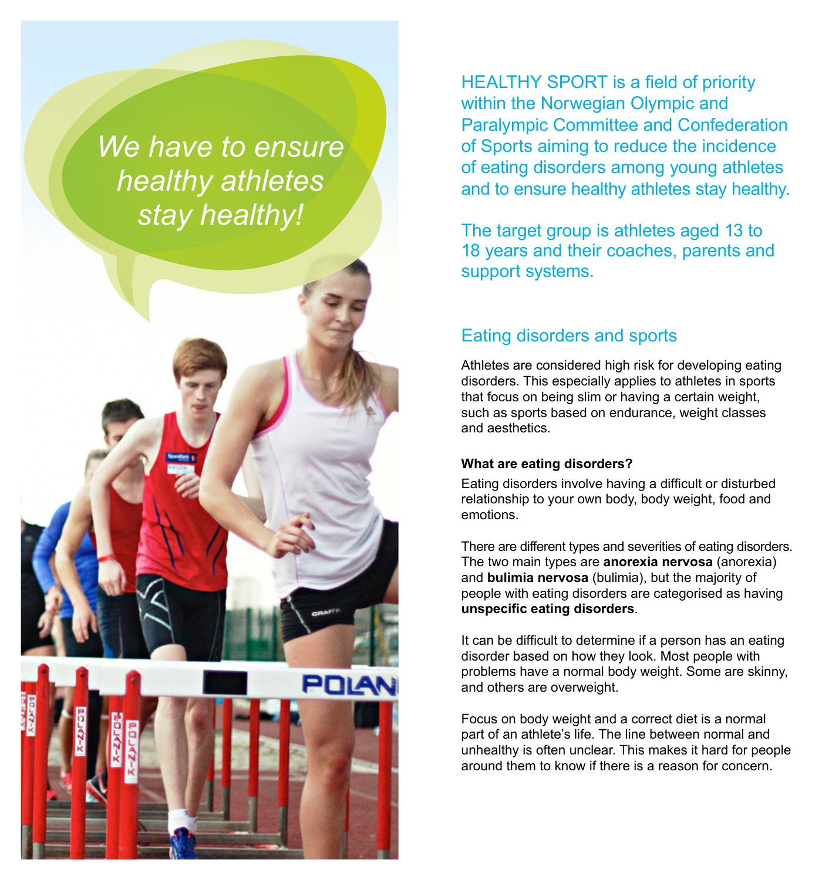*We have to ensure healthy athletes stay healthy!*

HEALTHY SPORT is a field of priority within the Norwegian Olympic and Paralympic Committee and Confederation of Sports aiming to reduce the incidence of eating disorders among young athletes and to ensure healthy athletes stay healthy.

The target group is athletes aged 13 to 18 years and their coaches, parents and support systems.

## Eating disorders and sports

Athletes are considered high risk for developing eating disorders. This especially applies to athletes in sports that focus on being slim or having a certain weight, such as sports based on endurance, weight classes and aesthetics.

**What are eating disorders?**

Eating disorders involve having a difficult or disturbed relationship to your own body, body weight, food and emotions.

There are different types and severities of eating disorders. The two main types are **anorexia nervosa** (anorexia) and **bulimia nervosa** (bulimia), but the majority of people with eating disorders are categorised as having **unspecific eating disorders**.

It can be difficult to determine if a person has an eating disorder based on how they look. Most people with problems have a normal body weight. Some are skinny, and others are overweight.

Focus on body weight and a correct diet is a normal part of an athlete's life. The line between normal and unhealthy is often unclear. This makes it hard for people around them to know if there is a reason for concern.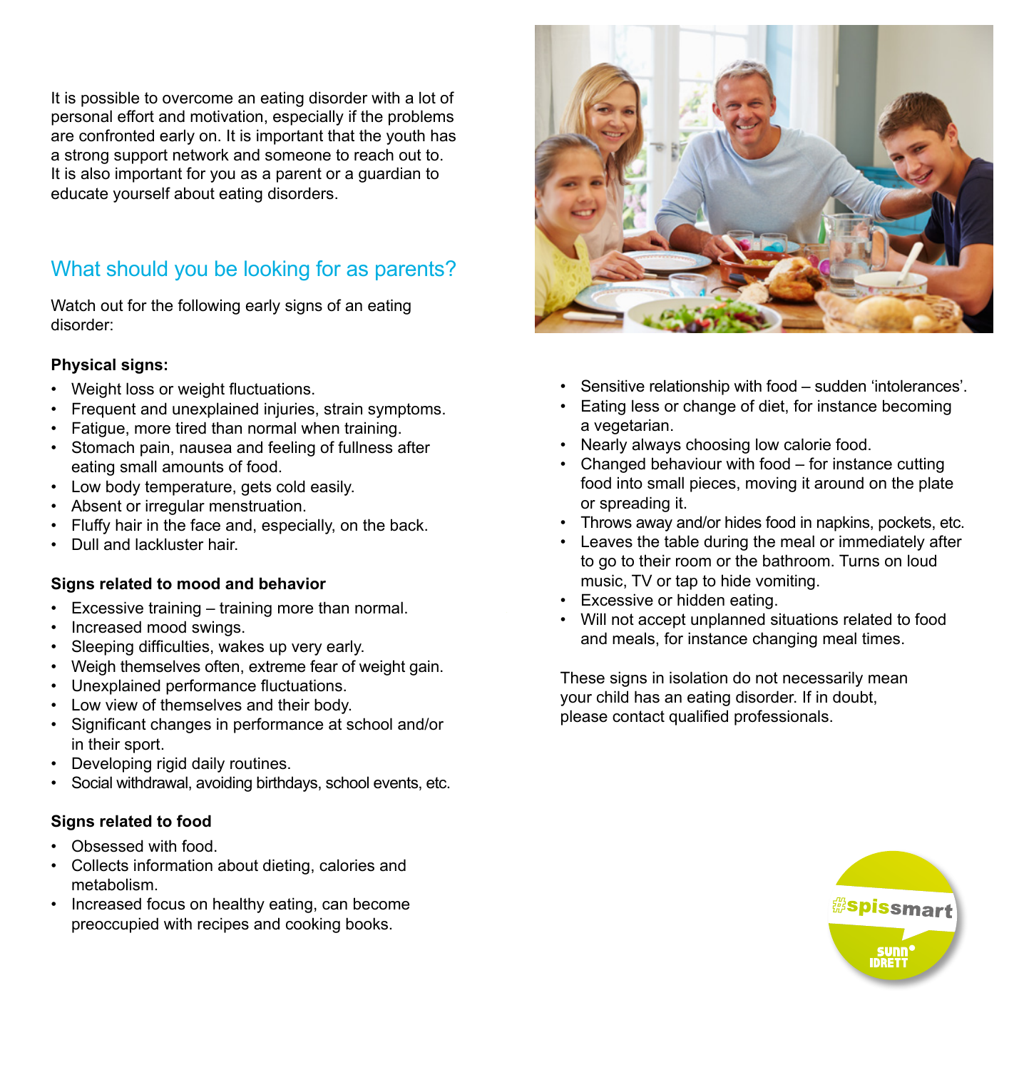It is possible to overcome an eating disorder with a lot of personal effort and motivation, especially if the problems are confronted early on. It is important that the youth has a strong support network and someone to reach out to. It is also important for you as a parent or a guardian to educate yourself about eating disorders.

## What should you be looking for as parents?

Watch out for the following early signs of an eating disorder:

**Physical signs:**

- Weight loss or weight fluctuations.
- Frequent and unexplained injuries, strain symptoms.
- Fatigue, more tired than normal when training.
- Stomach pain, nausea and feeling of fullness after eating small amounts of food.
- Low body temperature, gets cold easily.
- Absent or irregular menstruation.
- Fluffy hair in the face and, especially, on the back.
- Dull and lackluster hair.

**Signs related to mood and behavior**

- Excessive training – training more than normal.
- Increased mood swings.
- Sleeping difficulties, wakes up very early.
- Weigh themselves often, extreme fear of weight gain.
- Unexplained performance fluctuations.
- Low view of themselves and their body.
- Significant changes in performance at school and/or in their sport.
- Developing rigid daily routines.
- Social withdrawal, avoiding birthdays, school events, etc.

**Signs related to food**

- Obsessed with food.
- Collects information about dieting, calories and metabolism.
- Increased focus on healthy eating, can become preoccupied with recipes and cooking books.
- Sensitive relationship with food – sudden 'intolerances'.
- Eating less or change of diet, for instance becoming a vegetarian.
- Nearly always choosing low calorie food.
- Changed behaviour with food – for instance cutting food into small pieces, moving it around on the plate or spreading it.
- Throws away and/or hides food in napkins, pockets, etc.
- Leaves the table during the meal or immediately after to go to their room or the bathroom. Turns on loud music, TV or tap to hide vomiting.
- Excessive or hidden eating.
- Will not accept unplanned situations related to food and meals, for instance changing meal times.

These signs in isolation do not necessarily mean your child has an eating disorder. If in doubt, please contact qualified professionals.

#spissmart

SUNN IDRETT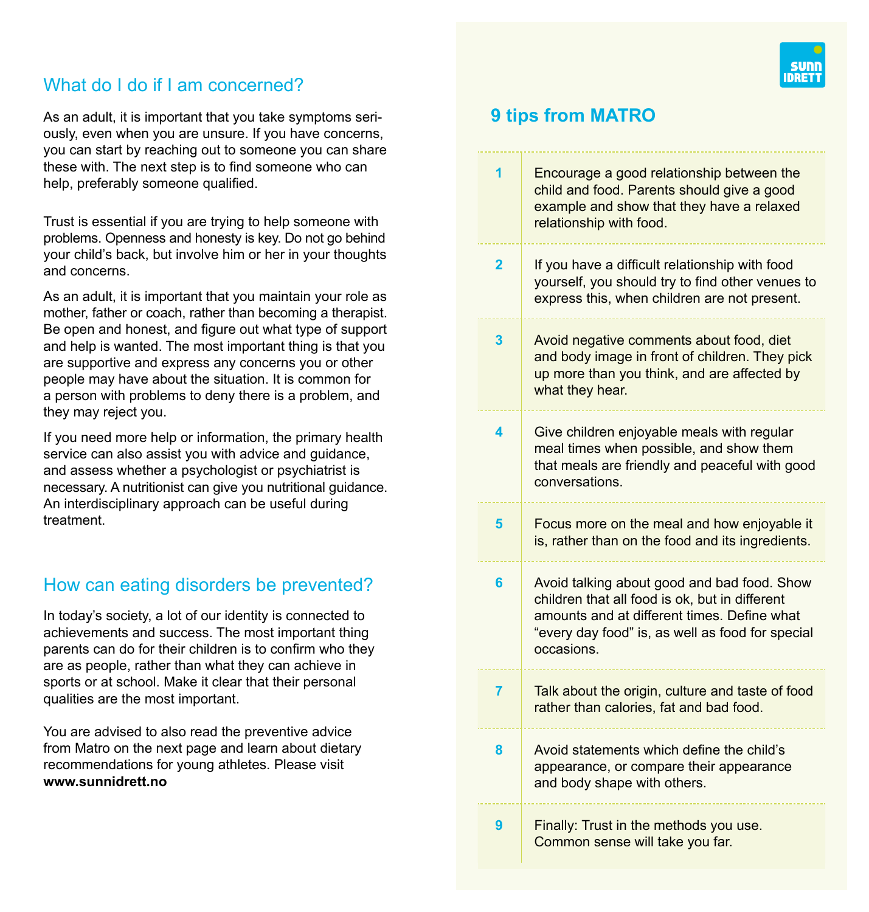## What do I do if I am concerned?

As an adult, it is important that you take symptoms seriously, even when you are unsure. If you have concerns, you can start by reaching out to someone you can share these with. The next step is to find someone who can help, preferably someone qualified.

Trust is essential if you are trying to help someone with problems. Openness and honesty is key. Do not go behind your child's back, but involve him or her in your thoughts and concerns.

As an adult, it is important that you maintain your role as mother, father or coach, rather than becoming a therapist. Be open and honest, and figure out what type of support and help is wanted. The most important thing is that you are supportive and express any concerns you or other people may have about the situation. It is common for a person with problems to deny there is a problem, and they may reject you.

If you need more help or information, the primary health service can also assist you with advice and guidance, and assess whether a psychologist or psychiatrist is necessary. A nutritionist can give you nutritional guidance. An interdisciplinary approach can be useful during treatment.

## How can eating disorders be prevented?

In today's society, a lot of our identity is connected to achievements and success. The most important thing parents can do for their children is to confirm who they are as people, rather than what they can achieve in sports or at school. Make it clear that their personal qualities are the most important.

You are advised to also read the preventive advice from Matro on the next page and learn about dietary recommendations for young athletes. Please visit **www.sunnidrett.no**

SUNN IDRETT

## 9 tips from MATRO

| | |
|---|---|
| 1 | Encourage a good relationship between the child and food. Parents should give a good example and show that they have a relaxed relationship with food. |
| 2 | If you have a difficult relationship with food yourself, you should try to find other venues to express this, when children are not present. |
| 3 | Avoid negative comments about food, diet and body image in front of children. They pick up more than you think, and are affected by what they hear. |
| 4 | Give children enjoyable meals with regular meal times when possible, and show them that meals are friendly and peaceful with good conversations. |
| 5 | Focus more on the meal and how enjoyable it is, rather than on the food and its ingredients. |
| 6 | Avoid talking about good and bad food. Show children that all food is ok, but in different amounts and at different times. Define what "every day food" is, as well as food for special occasions. |
| 7 | Talk about the origin, culture and taste of food rather than calories, fat and bad food. |
| 8 | Avoid statements which define the child's appearance, or compare their appearance and body shape with others. |
| 9 | Finally: Trust in the methods you use. Common sense will take you far. |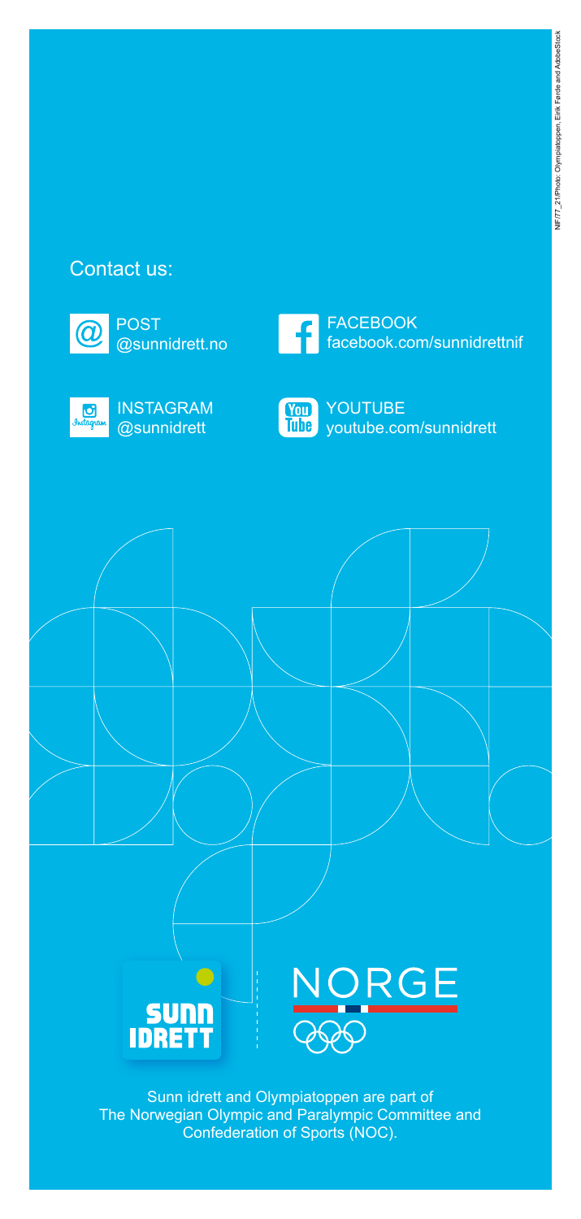## Contact us:

POST
@sunnidrett.no

FACEBOOK
facebook.com/sunnidrettnif

INSTAGRAM
@sunnidrett

YOUTUBE
youtube.com/sunnidrett

SUNN IDRETT

NORGE

Sunn idrett and Olympiatoppen are part of
The Norwegian Olympic and Paralympic Committee and
Confederation of Sports (NOC).

NIF/77_21Photo: Olympiatoppen, Eirik Førde and AdobeStock